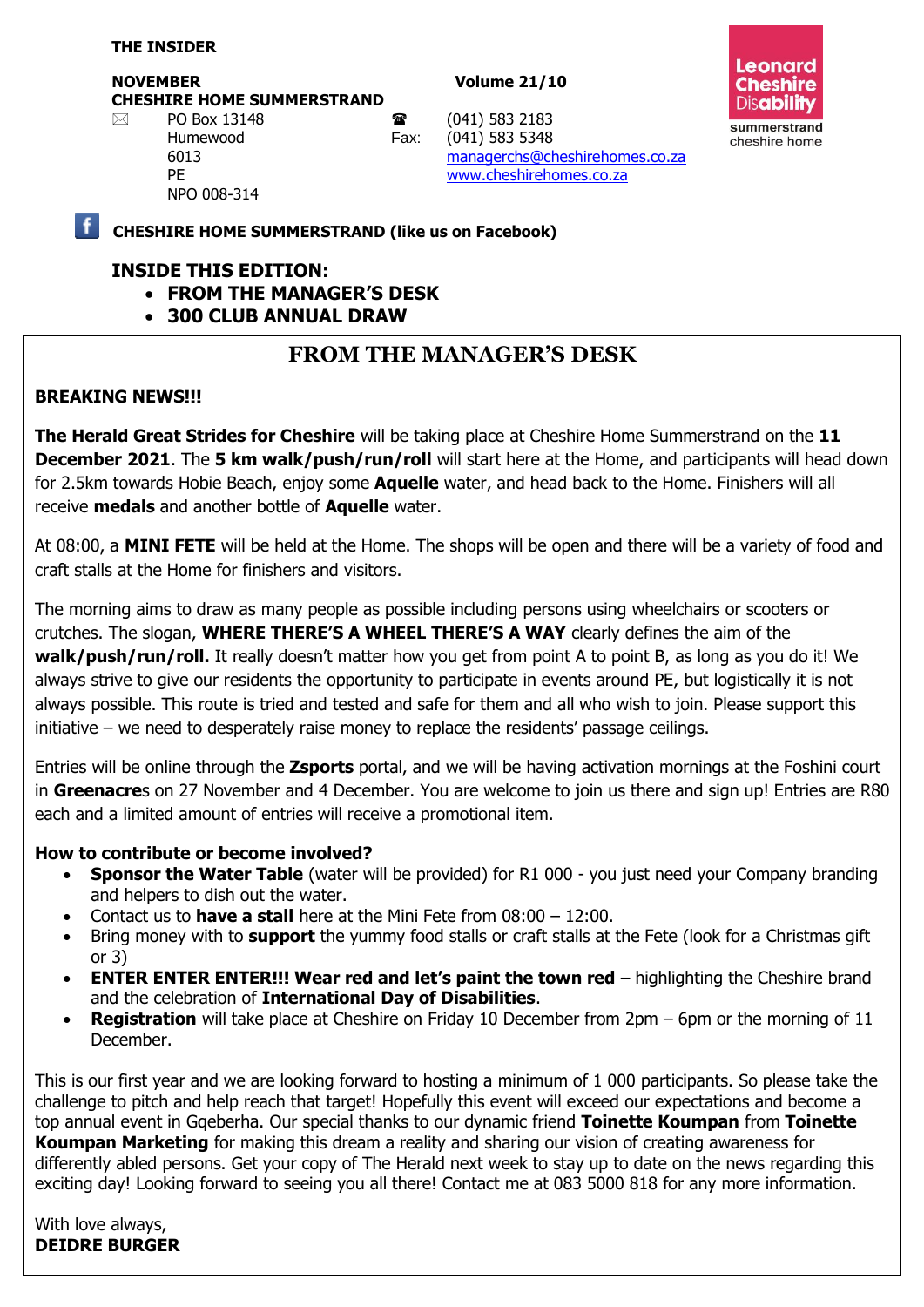**THE INSIDER**

**NOVEMBER** **Volume 21/10**
**CHESHIRE HOME SUMMERSTRAND**

PO Box 13148
Humewood
6013
PE
NPO 008-314

☎ (041) 583 2183
Fax: (041) 583 5348
managerchs@cheshirehomes.co.za
www.cheshirehomes.co.za

Leonard Cheshire Disability
summerstrand cheshire home

**CHESHIRE HOME SUMMERSTRAND (like us on Facebook)**

## INSIDE THIS EDITION:

- **FROM THE MANAGER'S DESK**
- **300 CLUB ANNUAL DRAW**

# FROM THE MANAGER'S DESK

**BREAKING NEWS!!!**

**The Herald Great Strides for Cheshire** will be taking place at Cheshire Home Summerstrand on the **11 December 2021**. The **5 km walk/push/run/roll** will start here at the Home, and participants will head down for 2.5km towards Hobie Beach, enjoy some **Aquelle** water, and head back to the Home. Finishers will all receive **medals** and another bottle of **Aquelle** water.

At 08:00, a **MINI FETE** will be held at the Home. The shops will be open and there will be a variety of food and craft stalls at the Home for finishers and visitors.

The morning aims to draw as many people as possible including persons using wheelchairs or scooters or crutches. The slogan, **WHERE THERE'S A WHEEL THERE'S A WAY** clearly defines the aim of the **walk/push/run/roll.** It really doesn't matter how you get from point A to point B, as long as you do it! We always strive to give our residents the opportunity to participate in events around PE, but logistically it is not always possible. This route is tried and tested and safe for them and all who wish to join. Please support this initiative – we need to desperately raise money to replace the residents' passage ceilings.

Entries will be online through the **Zsports** portal, and we will be having activation mornings at the Foshini court in **Greenacre**s on 27 November and 4 December. You are welcome to join us there and sign up! Entries are R80 each and a limited amount of entries will receive a promotional item.

**How to contribute or become involved?**

- **Sponsor the Water Table** (water will be provided) for R1 000 - you just need your Company branding and helpers to dish out the water.
- Contact us to **have a stall** here at the Mini Fete from 08:00 – 12:00.
- Bring money with to **support** the yummy food stalls or craft stalls at the Fete (look for a Christmas gift or 3)
- **ENTER ENTER ENTER!!! Wear red and let's paint the town red** – highlighting the Cheshire brand and the celebration of **International Day of Disabilities**.
- **Registration** will take place at Cheshire on Friday 10 December from 2pm – 6pm or the morning of 11 December.

This is our first year and we are looking forward to hosting a minimum of 1 000 participants. So please take the challenge to pitch and help reach that target! Hopefully this event will exceed our expectations and become a top annual event in Gqeberha. Our special thanks to our dynamic friend **Toinette Koumpan** from **Toinette Koumpan Marketing** for making this dream a reality and sharing our vision of creating awareness for differently abled persons. Get your copy of The Herald next week to stay up to date on the news regarding this exciting day! Looking forward to seeing you all there! Contact me at 083 5000 818 for any more information.

With love always,
**DEIDRE BURGER**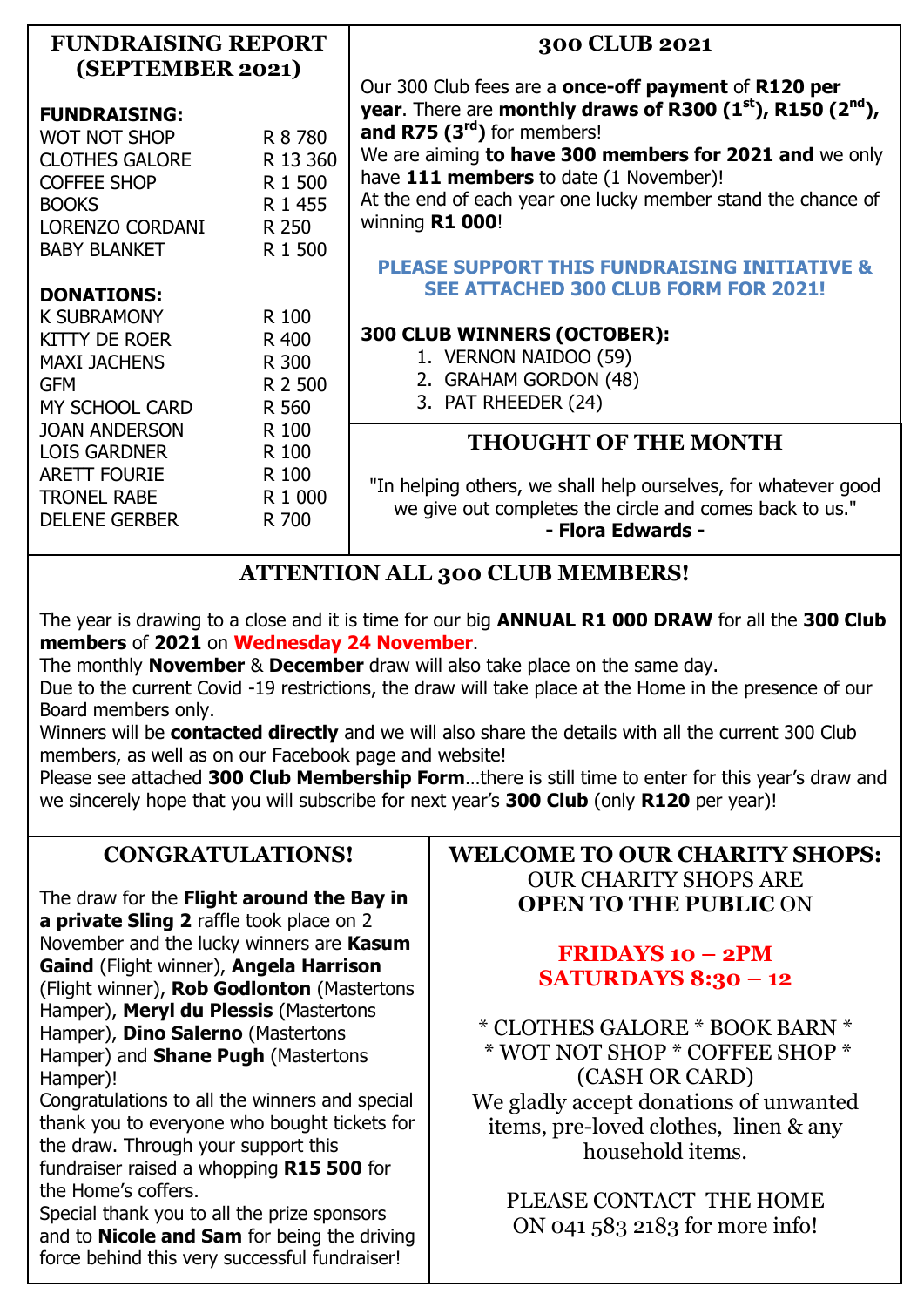## FUNDRAISING REPORT (SEPTEMBER 2021)

**FUNDRAISING:**

| | |
|---|---|
| WOT NOT SHOP | R 8 780 |
| CLOTHES GALORE | R 13 360 |
| COFFEE SHOP | R 1 500 |
| BOOKS | R 1 455 |
| LORENZO CORDANI | R 250 |
| BABY BLANKET | R 1 500 |

**DONATIONS:**

| | |
|---|---|
| K SUBRAMONY | R 100 |
| KITTY DE ROER | R 400 |
| MAXI JACHENS | R 300 |
| GFM | R 2 500 |
| MY SCHOOL CARD | R 560 |
| JOAN ANDERSON | R 100 |
| LOIS GARDNER | R 100 |
| ARETT FOURIE | R 100 |
| TRONEL RABE | R 1 000 |
| DELENE GERBER | R 700 |

## 300 CLUB 2021

Our 300 Club fees are a **once-off payment** of **R120 per year**. There are **monthly draws of R300 (1st), R150 (2nd), and R75 (3rd)** for members!
We are aiming **to have 300 members for 2021 and** we only have **111 members** to date (1 November)!
At the end of each year one lucky member stand the chance of winning **R1 000**!

**PLEASE SUPPORT THIS FUNDRAISING INITIATIVE & SEE ATTACHED 300 CLUB FORM FOR 2021!**

**300 CLUB WINNERS (OCTOBER):**

1. VERNON NAIDOO (59)
2. GRAHAM GORDON (48)
3. PAT RHEEDER (24)

## THOUGHT OF THE MONTH

"In helping others, we shall help ourselves, for whatever good we give out completes the circle and comes back to us."
**- Flora Edwards -**

## ATTENTION ALL 300 CLUB MEMBERS!

The year is drawing to a close and it is time for our big **ANNUAL R1 000 DRAW** for all the **300 Club members** of **2021** on **Wednesday 24 November**.
The monthly **November** & **December** draw will also take place on the same day.
Due to the current Covid -19 restrictions, the draw will take place at the Home in the presence of our Board members only.
Winners will be **contacted directly** and we will also share the details with all the current 300 Club members, as well as on our Facebook page and website!
Please see attached **300 Club Membership Form**…there is still time to enter for this year's draw and we sincerely hope that you will subscribe for next year's **300 Club** (only **R120** per year)!

## CONGRATULATIONS!

The draw for the **Flight around the Bay in a private Sling 2** raffle took place on 2 November and the lucky winners are **Kasum Gaind** (Flight winner), **Angela Harrison** (Flight winner), **Rob Godlonton** (Mastertons Hamper), **Meryl du Plessis** (Mastertons Hamper), **Dino Salerno** (Mastertons Hamper) and **Shane Pugh** (Mastertons Hamper)!
Congratulations to all the winners and special thank you to everyone who bought tickets for the draw. Through your support this fundraiser raised a whopping **R15 500** for the Home's coffers.
Special thank you to all the prize sponsors and to **Nicole and Sam** for being the driving force behind this very successful fundraiser!

## WELCOME TO OUR CHARITY SHOPS:

OUR CHARITY SHOPS ARE **OPEN TO THE PUBLIC** ON

**FRIDAYS 10 – 2PM**
**SATURDAYS 8:30 – 12**

* CLOTHES GALORE * BOOK BARN *
* WOT NOT SHOP * COFFEE SHOP *
(CASH OR CARD)

We gladly accept donations of unwanted items, pre-loved clothes, linen & any household items.

PLEASE CONTACT THE HOME ON 041 583 2183 for more info!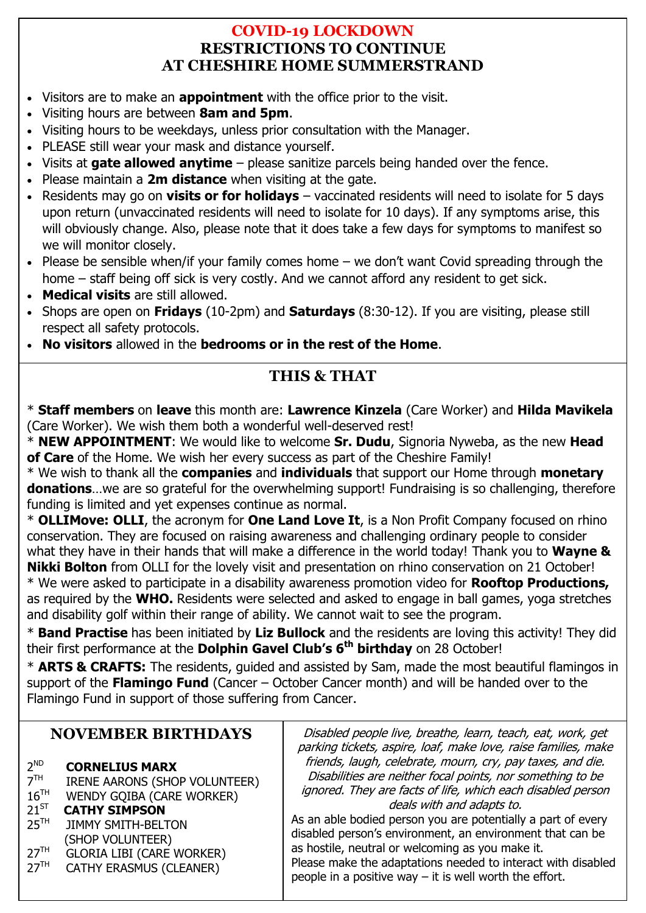## COVID-19 LOCKDOWN
## RESTRICTIONS TO CONTINUE AT CHESHIRE HOME SUMMERSTRAND

- Visitors are to make an **appointment** with the office prior to the visit.
- Visiting hours are between **8am and 5pm**.
- Visiting hours to be weekdays, unless prior consultation with the Manager.
- PLEASE still wear your mask and distance yourself.
- Visits at **gate allowed anytime** – please sanitize parcels being handed over the fence.
- Please maintain a **2m distance** when visiting at the gate.
- Residents may go on **visits or for holidays** – vaccinated residents will need to isolate for 5 days upon return (unvaccinated residents will need to isolate for 10 days). If any symptoms arise, this will obviously change. Also, please note that it does take a few days for symptoms to manifest so we will monitor closely.
- Please be sensible when/if your family comes home – we don't want Covid spreading through the home – staff being off sick is very costly. And we cannot afford any resident to get sick.
- **Medical visits** are still allowed.
- Shops are open on **Fridays** (10-2pm) and **Saturdays** (8:30-12). If you are visiting, please still respect all safety protocols.
- **No visitors** allowed in the **bedrooms or in the rest of the Home**.

## THIS & THAT

* **Staff members** on **leave** this month are: **Lawrence Kinzela** (Care Worker) and **Hilda Mavikela** (Care Worker). We wish them both a wonderful well-deserved rest!
* **NEW APPOINTMENT**: We would like to welcome **Sr. Dudu**, Signoria Nyweba, as the new **Head of Care** of the Home. We wish her every success as part of the Cheshire Family!
* We wish to thank all the **companies** and **individuals** that support our Home through **monetary donations**…we are so grateful for the overwhelming support! Fundraising is so challenging, therefore funding is limited and yet expenses continue as normal.
* **OLLIMove: OLLI**, the acronym for **One Land Love It**, is a Non Profit Company focused on rhino conservation. They are focused on raising awareness and challenging ordinary people to consider what they have in their hands that will make a difference in the world today! Thank you to **Wayne & Nikki Bolton** from OLLI for the lovely visit and presentation on rhino conservation on 21 October!
* We were asked to participate in a disability awareness promotion video for **Rooftop Productions,** as required by the **WHO.** Residents were selected and asked to engage in ball games, yoga stretches and disability golf within their range of ability. We cannot wait to see the program.
* **Band Practise** has been initiated by **Liz Bullock** and the residents are loving this activity! They did their first performance at the **Dolphin Gavel Club's 6th birthday** on 28 October!
* **ARTS & CRAFTS:** The residents, guided and assisted by Sam, made the most beautiful flamingos in support of the **Flamingo Fund** (Cancer – October Cancer month) and will be handed over to the Flamingo Fund in support of those suffering from Cancer.

## NOVEMBER BIRTHDAYS

- 2ND **CORNELIUS MARX**
- 7TH IRENE AARONS (SHOP VOLUNTEER)
- 16TH WENDY GQIBA (CARE WORKER)
- 21ST **CATHY SIMPSON**
- 25TH JIMMY SMITH-BELTON (SHOP VOLUNTEER)
- 27TH GLORIA LIBI (CARE WORKER)
- 27TH CATHY ERASMUS (CLEANER)

*Disabled people live, breathe, learn, teach, eat, work, get parking tickets, aspire, loaf, make love, raise families, make friends, laugh, celebrate, mourn, cry, pay taxes, and die. Disabilities are neither focal points, nor something to be ignored. They are facts of life, which each disabled person deals with and adapts to.*

As an able bodied person you are potentially a part of every disabled person's environment, an environment that can be as hostile, neutral or welcoming as you make it.
Please make the adaptations needed to interact with disabled people in a positive way – it is well worth the effort.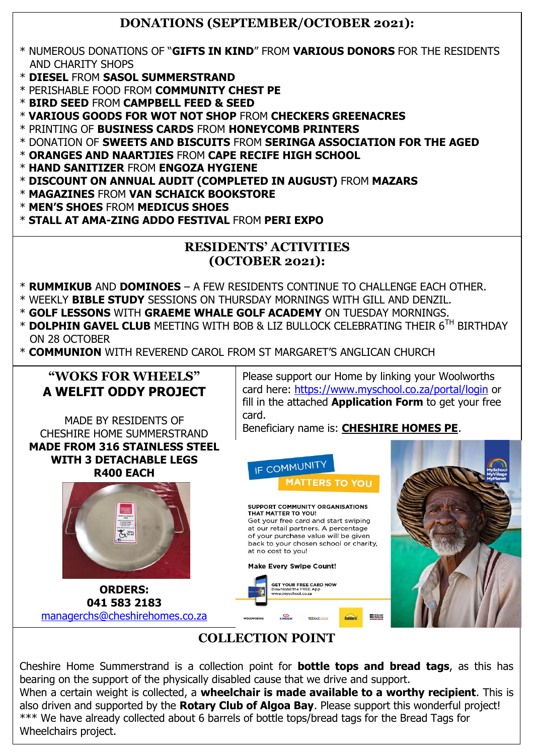## DONATIONS (SEPTEMBER/OCTOBER 2021):

- NUMEROUS DONATIONS OF "**GIFTS IN KIND**" FROM **VARIOUS DONORS** FOR THE RESIDENTS AND CHARITY SHOPS
- **DIESEL** FROM **SASOL SUMMERSTRAND**
- PERISHABLE FOOD FROM **COMMUNITY CHEST PE**
- **BIRD SEED** FROM **CAMPBELL FEED & SEED**
- **VARIOUS GOODS FOR WOT NOT SHOP** FROM **CHECKERS GREENACRES**
- PRINTING OF **BUSINESS CARDS** FROM **HONEYCOMB PRINTERS**
- DONATION OF **SWEETS AND BISCUITS** FROM **SERINGA ASSOCIATION FOR THE AGED**
- **ORANGES AND NAARTJIES** FROM **CAPE RECIFE HIGH SCHOOL**
- **HAND SANITIZER** FROM **ENGOZA HYGIENE**
- **DISCOUNT ON ANNUAL AUDIT (COMPLETED IN AUGUST)** FROM **MAZARS**
- **MAGAZINES** FROM **VAN SCHAICK BOOKSTORE**
- **MEN'S SHOES** FROM **MEDICUS SHOES**
- **STALL AT AMA-ZING ADDO FESTIVAL** FROM **PERI EXPO**

## RESIDENTS' ACTIVITIES (OCTOBER 2021):

- **RUMMIKUB** AND **DOMINOES** – A FEW RESIDENTS CONTINUE TO CHALLENGE EACH OTHER.
- WEEKLY **BIBLE STUDY** SESSIONS ON THURSDAY MORNINGS WITH GILL AND DENZIL.
- **GOLF LESSONS** WITH **GRAEME WHALE GOLF ACADEMY** ON TUESDAY MORNINGS.
- **DOLPHIN GAVEL CLUB** MEETING WITH BOB & LIZ BULLOCK CELEBRATING THEIR 6TH BIRTHDAY ON 28 OCTOBER
- **COMMUNION** WITH REVEREND CAROL FROM ST MARGARET'S ANGLICAN CHURCH

## "WOKS FOR WHEELS"
## A WELFIT ODDY PROJECT

MADE BY RESIDENTS OF CHESHIRE HOME SUMMERSTRAND
**MADE FROM 316 STAINLESS STEEL WITH 3 DETACHABLE LEGS**
**R400 EACH**

**ORDERS:**
**041 583 2183**
managerchs@cheshirehomes.co.za

Please support our Home by linking your Woolworths card here: https://www.myschool.co.za/portal/login or fill in the attached **Application Form** to get your free card.
Beneficiary name is: **CHESHIRE HOMES PE**.

IF COMMUNITY MATTERS TO YOU

SUPPORT COMMUNITY ORGANISATIONS THAT MATTER TO YOU!
Get your free card and start swiping at our retail partners. A percentage of your purchase value will be given back to your chosen school or charity, at no cost to you!

Make Every Swipe Count!

GET YOUR FREE CARD NOW
Download the FREE App
www.myschool.co.za

## COLLECTION POINT

Cheshire Home Summerstrand is a collection point for **bottle tops and bread tags**, as this has bearing on the support of the physically disabled cause that we drive and support.
When a certain weight is collected, a **wheelchair is made available to a worthy recipient**. This is also driven and supported by the **Rotary Club of Algoa Bay**. Please support this wonderful project!
*** We have already collected about 6 barrels of bottle tops/bread tags for the Bread Tags for Wheelchairs project.